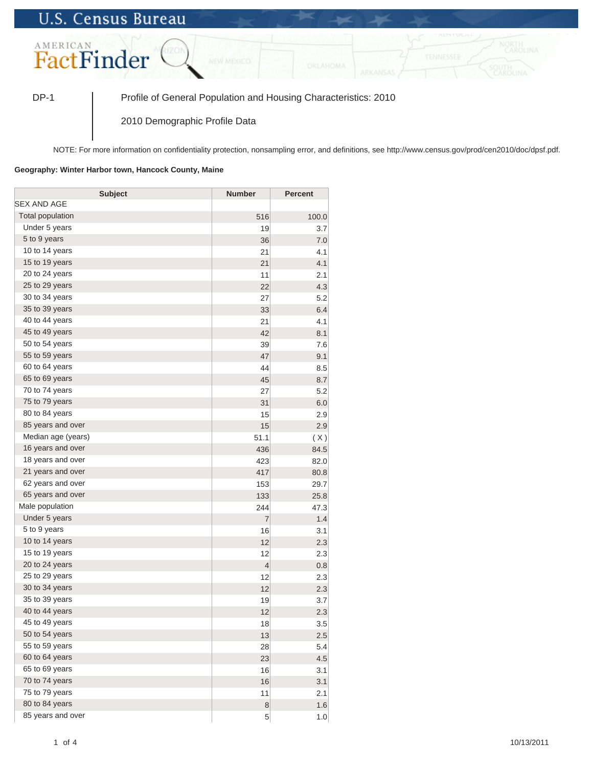U.S. Census Bureau

AMERICAN FactFinder

DP-1 | Profile of General Population and Housing Characteristics: 2010

2010 Demographic Profile Data

NOTE: For more information on confidentiality protection, nonsampling error, and definitions, see http://www.census.gov/prod/cen2010/doc/dpsf.pdf.

**Geography: Winter Harbor town, Hancock County, Maine**

| Subject | Number | Percent |
|---|---|---|
| SEX AND AGE | | |
| Total population | 516 | 100.0 |
| Under 5 years | 19 | 3.7 |
| 5 to 9 years | 36 | 7.0 |
| 10 to 14 years | 21 | 4.1 |
| 15 to 19 years | 21 | 4.1 |
| 20 to 24 years | 11 | 2.1 |
| 25 to 29 years | 22 | 4.3 |
| 30 to 34 years | 27 | 5.2 |
| 35 to 39 years | 33 | 6.4 |
| 40 to 44 years | 21 | 4.1 |
| 45 to 49 years | 42 | 8.1 |
| 50 to 54 years | 39 | 7.6 |
| 55 to 59 years | 47 | 9.1 |
| 60 to 64 years | 44 | 8.5 |
| 65 to 69 years | 45 | 8.7 |
| 70 to 74 years | 27 | 5.2 |
| 75 to 79 years | 31 | 6.0 |
| 80 to 84 years | 15 | 2.9 |
| 85 years and over | 15 | 2.9 |
| Median age (years) | 51.1 | ( X ) |
| 16 years and over | 436 | 84.5 |
| 18 years and over | 423 | 82.0 |
| 21 years and over | 417 | 80.8 |
| 62 years and over | 153 | 29.7 |
| 65 years and over | 133 | 25.8 |
| Male population | 244 | 47.3 |
| Under 5 years | 7 | 1.4 |
| 5 to 9 years | 16 | 3.1 |
| 10 to 14 years | 12 | 2.3 |
| 15 to 19 years | 12 | 2.3 |
| 20 to 24 years | 4 | 0.8 |
| 25 to 29 years | 12 | 2.3 |
| 30 to 34 years | 12 | 2.3 |
| 35 to 39 years | 19 | 3.7 |
| 40 to 44 years | 12 | 2.3 |
| 45 to 49 years | 18 | 3.5 |
| 50 to 54 years | 13 | 2.5 |
| 55 to 59 years | 28 | 5.4 |
| 60 to 64 years | 23 | 4.5 |
| 65 to 69 years | 16 | 3.1 |
| 70 to 74 years | 16 | 3.1 |
| 75 to 79 years | 11 | 2.1 |
| 80 to 84 years | 8 | 1.6 |
| 85 years and over | 5 | 1.0 |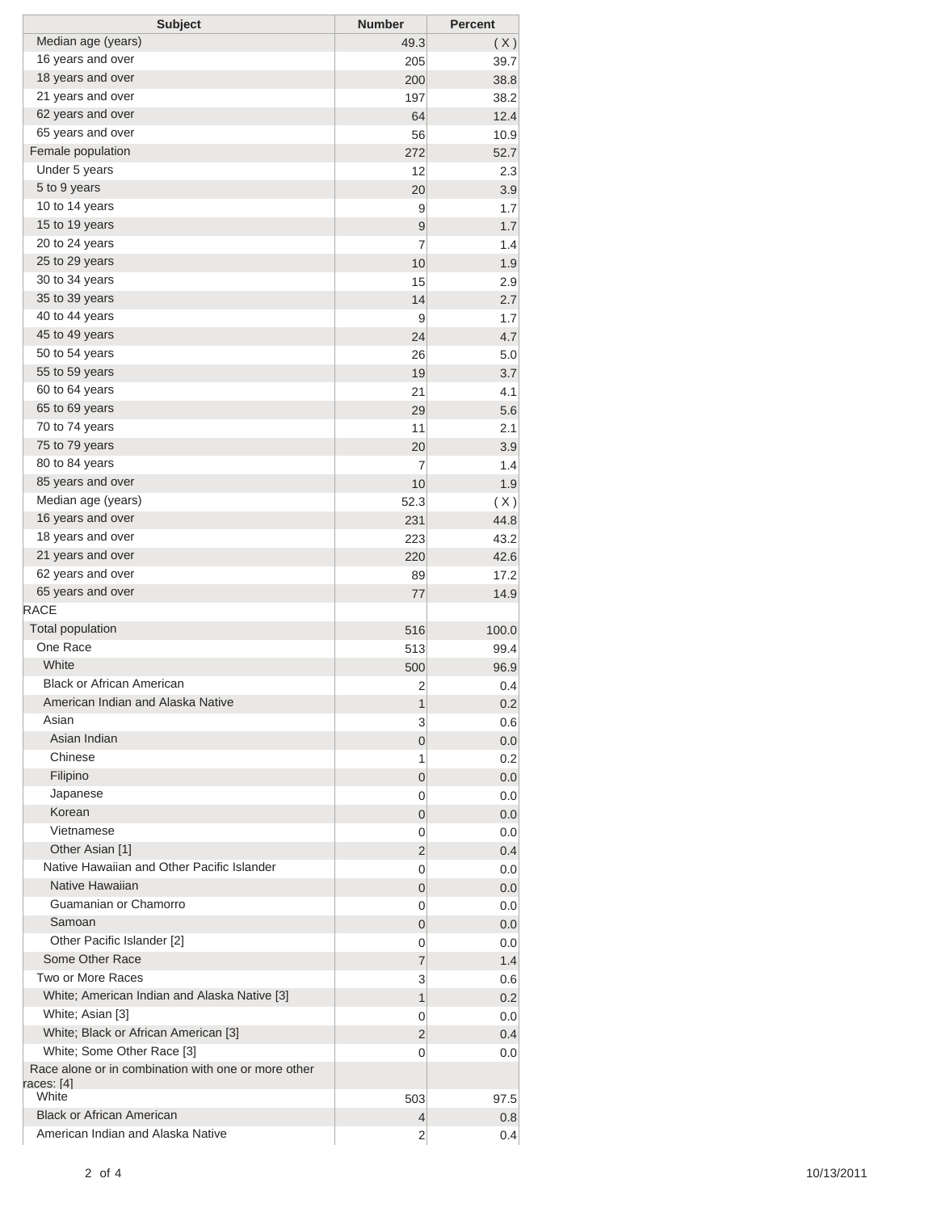| Subject | Number | Percent |
|---|---|---|
| Median age (years) | 49.3 | ( X ) |
| 16 years and over | 205 | 39.7 |
| 18 years and over | 200 | 38.8 |
| 21 years and over | 197 | 38.2 |
| 62 years and over | 64 | 12.4 |
| 65 years and over | 56 | 10.9 |
| Female population | 272 | 52.7 |
| Under 5 years | 12 | 2.3 |
| 5 to 9 years | 20 | 3.9 |
| 10 to 14 years | 9 | 1.7 |
| 15 to 19 years | 9 | 1.7 |
| 20 to 24 years | 7 | 1.4 |
| 25 to 29 years | 10 | 1.9 |
| 30 to 34 years | 15 | 2.9 |
| 35 to 39 years | 14 | 2.7 |
| 40 to 44 years | 9 | 1.7 |
| 45 to 49 years | 24 | 4.7 |
| 50 to 54 years | 26 | 5.0 |
| 55 to 59 years | 19 | 3.7 |
| 60 to 64 years | 21 | 4.1 |
| 65 to 69 years | 29 | 5.6 |
| 70 to 74 years | 11 | 2.1 |
| 75 to 79 years | 20 | 3.9 |
| 80 to 84 years | 7 | 1.4 |
| 85 years and over | 10 | 1.9 |
| Median age (years) | 52.3 | ( X ) |
| 16 years and over | 231 | 44.8 |
| 18 years and over | 223 | 43.2 |
| 21 years and over | 220 | 42.6 |
| 62 years and over | 89 | 17.2 |
| 65 years and over | 77 | 14.9 |
| RACE | | |
| Total population | 516 | 100.0 |
| One Race | 513 | 99.4 |
| White | 500 | 96.9 |
| Black or African American | 2 | 0.4 |
| American Indian and Alaska Native | 1 | 0.2 |
| Asian | 3 | 0.6 |
| Asian Indian | 0 | 0.0 |
| Chinese | 1 | 0.2 |
| Filipino | 0 | 0.0 |
| Japanese | 0 | 0.0 |
| Korean | 0 | 0.0 |
| Vietnamese | 0 | 0.0 |
| Other Asian [1] | 2 | 0.4 |
| Native Hawaiian and Other Pacific Islander | 0 | 0.0 |
| Native Hawaiian | 0 | 0.0 |
| Guamanian or Chamorro | 0 | 0.0 |
| Samoan | 0 | 0.0 |
| Other Pacific Islander [2] | 0 | 0.0 |
| Some Other Race | 7 | 1.4 |
| Two or More Races | 3 | 0.6 |
| White; American Indian and Alaska Native [3] | 1 | 0.2 |
| White; Asian [3] | 0 | 0.0 |
| White; Black or African American [3] | 2 | 0.4 |
| White; Some Other Race [3] | 0 | 0.0 |
| Race alone or in combination with one or more other races: [4] | | |
| White | 503 | 97.5 |
| Black or African American | 4 | 0.8 |
| American Indian and Alaska Native | 2 | 0.4 |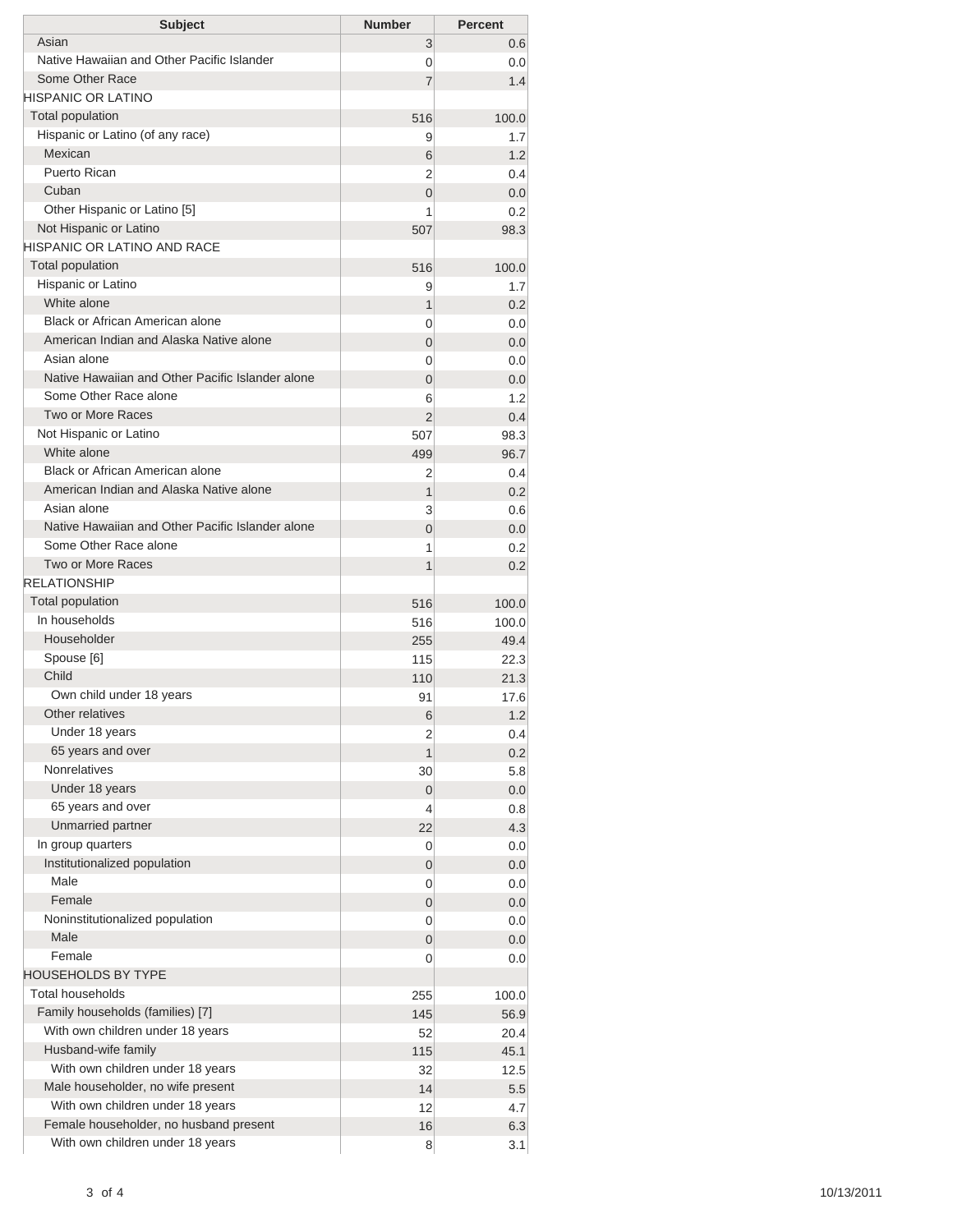| Subject | Number | Percent |
|---|---|---|
| Asian | 3 | 0.6 |
| Native Hawaiian and Other Pacific Islander | 0 | 0.0 |
| Some Other Race | 7 | 1.4 |
| HISPANIC OR LATINO | | |
| Total population | 516 | 100.0 |
| Hispanic or Latino (of any race) | 9 | 1.7 |
| Mexican | 6 | 1.2 |
| Puerto Rican | 2 | 0.4 |
| Cuban | 0 | 0.0 |
| Other Hispanic or Latino [5] | 1 | 0.2 |
| Not Hispanic or Latino | 507 | 98.3 |
| HISPANIC OR LATINO AND RACE | | |
| Total population | 516 | 100.0 |
| Hispanic or Latino | 9 | 1.7 |
| White alone | 1 | 0.2 |
| Black or African American alone | 0 | 0.0 |
| American Indian and Alaska Native alone | 0 | 0.0 |
| Asian alone | 0 | 0.0 |
| Native Hawaiian and Other Pacific Islander alone | 0 | 0.0 |
| Some Other Race alone | 6 | 1.2 |
| Two or More Races | 2 | 0.4 |
| Not Hispanic or Latino | 507 | 98.3 |
| White alone | 499 | 96.7 |
| Black or African American alone | 2 | 0.4 |
| American Indian and Alaska Native alone | 1 | 0.2 |
| Asian alone | 3 | 0.6 |
| Native Hawaiian and Other Pacific Islander alone | 0 | 0.0 |
| Some Other Race alone | 1 | 0.2 |
| Two or More Races | 1 | 0.2 |
| RELATIONSHIP | | |
| Total population | 516 | 100.0 |
| In households | 516 | 100.0 |
| Householder | 255 | 49.4 |
| Spouse [6] | 115 | 22.3 |
| Child | 110 | 21.3 |
| Own child under 18 years | 91 | 17.6 |
| Other relatives | 6 | 1.2 |
| Under 18 years | 2 | 0.4 |
| 65 years and over | 1 | 0.2 |
| Nonrelatives | 30 | 5.8 |
| Under 18 years | 0 | 0.0 |
| 65 years and over | 4 | 0.8 |
| Unmarried partner | 22 | 4.3 |
| In group quarters | 0 | 0.0 |
| Institutionalized population | 0 | 0.0 |
| Male | 0 | 0.0 |
| Female | 0 | 0.0 |
| Noninstitutionalized population | 0 | 0.0 |
| Male | 0 | 0.0 |
| Female | 0 | 0.0 |
| HOUSEHOLDS BY TYPE | | |
| Total households | 255 | 100.0 |
| Family households (families) [7] | 145 | 56.9 |
| With own children under 18 years | 52 | 20.4 |
| Husband-wife family | 115 | 45.1 |
| With own children under 18 years | 32 | 12.5 |
| Male householder, no wife present | 14 | 5.5 |
| With own children under 18 years | 12 | 4.7 |
| Female householder, no husband present | 16 | 6.3 |
| With own children under 18 years | 8 | 3.1 |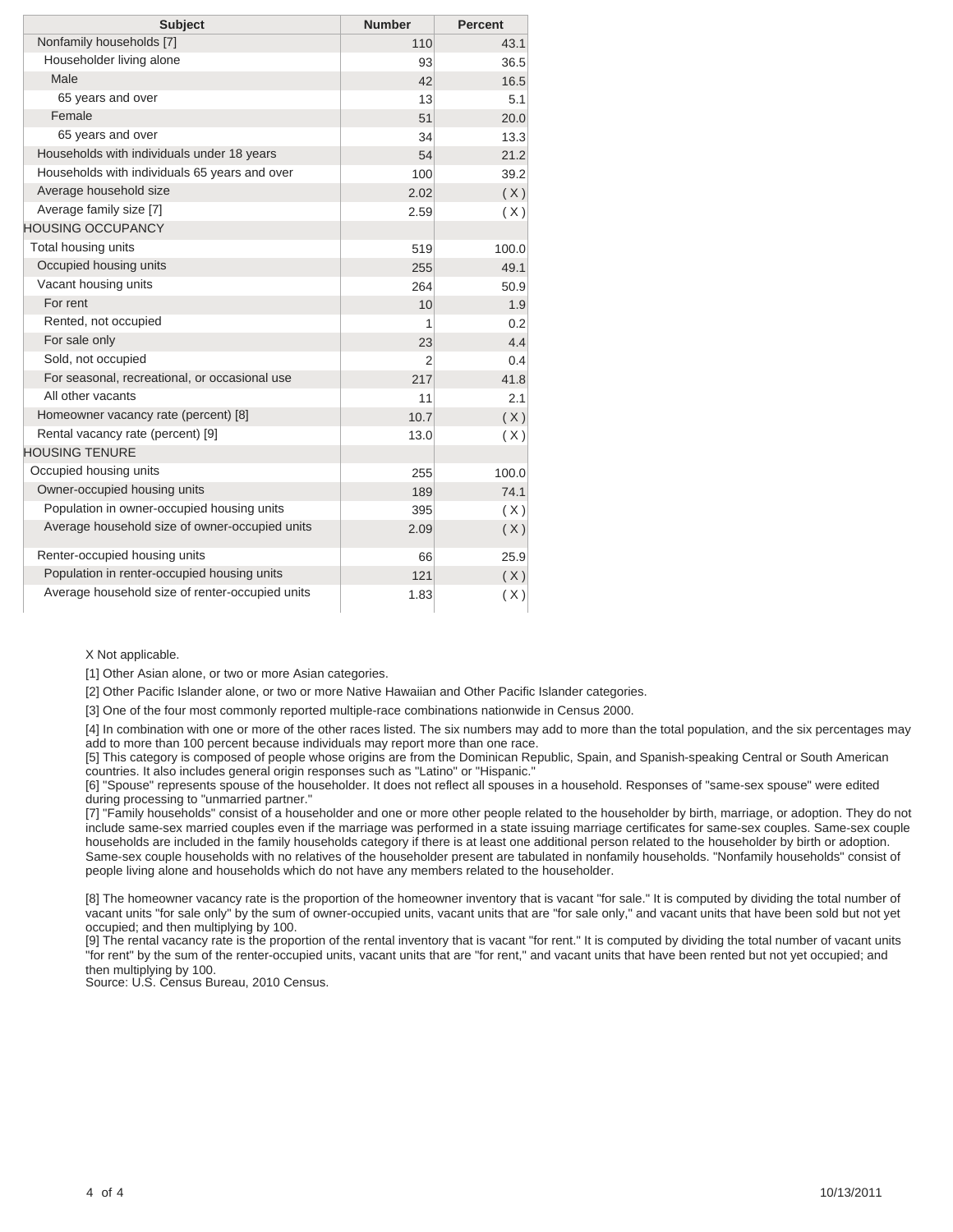| Subject | Number | Percent |
|---|---|---|
| Nonfamily households [7] | 110 | 43.1 |
| Householder living alone | 93 | 36.5 |
| Male | 42 | 16.5 |
| 65 years and over | 13 | 5.1 |
| Female | 51 | 20.0 |
| 65 years and over | 34 | 13.3 |
| Households with individuals under 18 years | 54 | 21.2 |
| Households with individuals 65 years and over | 100 | 39.2 |
| Average household size | 2.02 | ( X ) |
| Average family size [7] | 2.59 | ( X ) |
| HOUSING OCCUPANCY | | |
| Total housing units | 519 | 100.0 |
| Occupied housing units | 255 | 49.1 |
| Vacant housing units | 264 | 50.9 |
| For rent | 10 | 1.9 |
| Rented, not occupied | 1 | 0.2 |
| For sale only | 23 | 4.4 |
| Sold, not occupied | 2 | 0.4 |
| For seasonal, recreational, or occasional use | 217 | 41.8 |
| All other vacants | 11 | 2.1 |
| Homeowner vacancy rate (percent) [8] | 10.7 | ( X ) |
| Rental vacancy rate (percent) [9] | 13.0 | ( X ) |
| HOUSING TENURE | | |
| Occupied housing units | 255 | 100.0 |
| Owner-occupied housing units | 189 | 74.1 |
| Population in owner-occupied housing units | 395 | ( X ) |
| Average household size of owner-occupied units | 2.09 | ( X ) |
| Renter-occupied housing units | 66 | 25.9 |
| Population in renter-occupied housing units | 121 | ( X ) |
| Average household size of renter-occupied units | 1.83 | ( X ) |

X Not applicable.

[1] Other Asian alone, or two or more Asian categories.

[2] Other Pacific Islander alone, or two or more Native Hawaiian and Other Pacific Islander categories.

[3] One of the four most commonly reported multiple-race combinations nationwide in Census 2000.

[4] In combination with one or more of the other races listed. The six numbers may add to more than the total population, and the six percentages may add to more than 100 percent because individuals may report more than one race.

[5] This category is composed of people whose origins are from the Dominican Republic, Spain, and Spanish-speaking Central or South American countries. It also includes general origin responses such as "Latino" or "Hispanic."

[6] "Spouse" represents spouse of the householder. It does not reflect all spouses in a household. Responses of "same-sex spouse" were edited during processing to "unmarried partner."

[7] "Family households" consist of a householder and one or more other people related to the householder by birth, marriage, or adoption. They do not include same-sex married couples even if the marriage was performed in a state issuing marriage certificates for same-sex couples. Same-sex couple households are included in the family households category if there is at least one additional person related to the householder by birth or adoption. Same-sex couple households with no relatives of the householder present are tabulated in nonfamily households. "Nonfamily households" consist of people living alone and households which do not have any members related to the householder.

[8] The homeowner vacancy rate is the proportion of the homeowner inventory that is vacant "for sale." It is computed by dividing the total number of vacant units "for sale only" by the sum of owner-occupied units, vacant units that are "for sale only," and vacant units that have been sold but not yet occupied; and then multiplying by 100.

[9] The rental vacancy rate is the proportion of the rental inventory that is vacant "for rent." It is computed by dividing the total number of vacant units "for rent" by the sum of the renter-occupied units, vacant units that are "for rent," and vacant units that have been rented but not yet occupied; and then multiplying by 100.

Source: U.S. Census Bureau, 2010 Census.